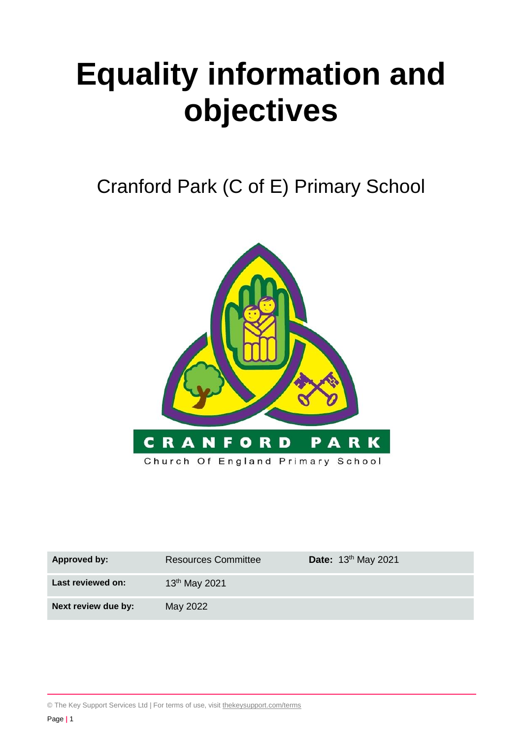# Equality information and objectives

Cranford Park (C of E) Primary School

CRANFORD PARK

Church Of England Primary School

| Approved by: | Resources Committee | Date: 13th May 2021 |
|---|---|---|
| Last reviewed on: | 13th May 2021 | |
| Next review due by: | May 2022 | |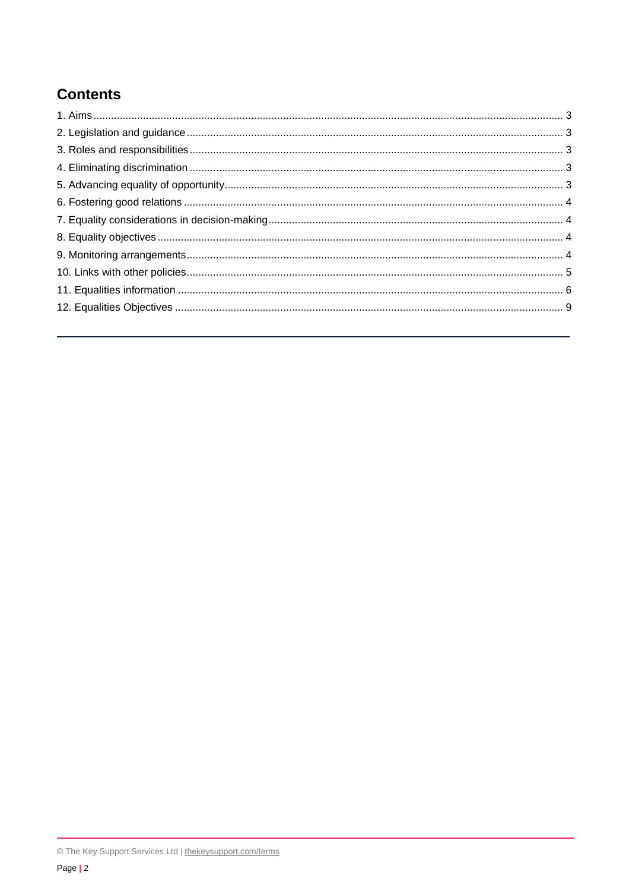## Contents

1. Aims ... 3
2. Legislation and guidance ... 3
3. Roles and responsibilities ... 3
4. Eliminating discrimination ... 3
5. Advancing equality of opportunity ... 3
6. Fostering good relations ... 4
7. Equality considerations in decision-making ... 4
8. Equality objectives ... 4
9. Monitoring arrangements ... 4
10. Links with other policies ... 5
11. Equalities information ... 6
12. Equalities Objectives ... 9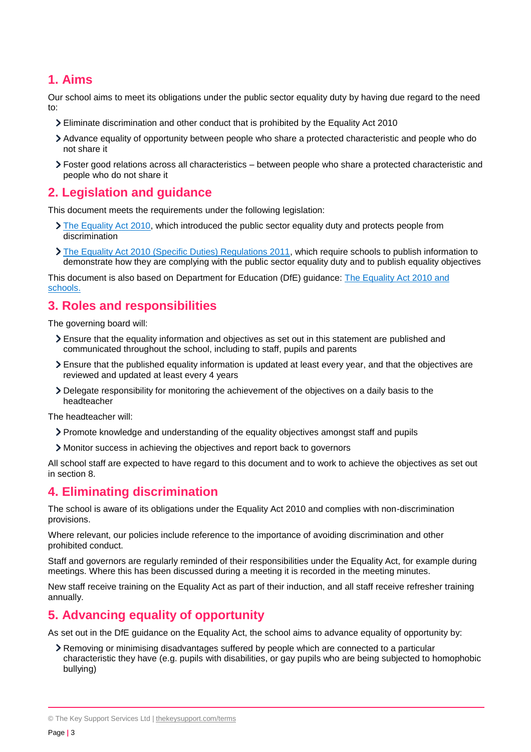## 1. Aims

Our school aims to meet its obligations under the public sector equality duty by having due regard to the need to:

- Eliminate discrimination and other conduct that is prohibited by the Equality Act 2010
- Advance equality of opportunity between people who share a protected characteristic and people who do not share it
- Foster good relations across all characteristics – between people who share a protected characteristic and people who do not share it

## 2. Legislation and guidance

This document meets the requirements under the following legislation:

- The Equality Act 2010, which introduced the public sector equality duty and protects people from discrimination
- The Equality Act 2010 (Specific Duties) Regulations 2011, which require schools to publish information to demonstrate how they are complying with the public sector equality duty and to publish equality objectives

This document is also based on Department for Education (DfE) guidance: The Equality Act 2010 and schools.

## 3. Roles and responsibilities

The governing board will:

- Ensure that the equality information and objectives as set out in this statement are published and communicated throughout the school, including to staff, pupils and parents
- Ensure that the published equality information is updated at least every year, and that the objectives are reviewed and updated at least every 4 years
- Delegate responsibility for monitoring the achievement of the objectives on a daily basis to the headteacher

The headteacher will:

- Promote knowledge and understanding of the equality objectives amongst staff and pupils
- Monitor success in achieving the objectives and report back to governors

All school staff are expected to have regard to this document and to work to achieve the objectives as set out in section 8.

## 4. Eliminating discrimination

The school is aware of its obligations under the Equality Act 2010 and complies with non-discrimination provisions.

Where relevant, our policies include reference to the importance of avoiding discrimination and other prohibited conduct.

Staff and governors are regularly reminded of their responsibilities under the Equality Act, for example during meetings. Where this has been discussed during a meeting it is recorded in the meeting minutes.

New staff receive training on the Equality Act as part of their induction, and all staff receive refresher training annually.

## 5. Advancing equality of opportunity

As set out in the DfE guidance on the Equality Act, the school aims to advance equality of opportunity by:

- Removing or minimising disadvantages suffered by people which are connected to a particular characteristic they have (e.g. pupils with disabilities, or gay pupils who are being subjected to homophobic bullying)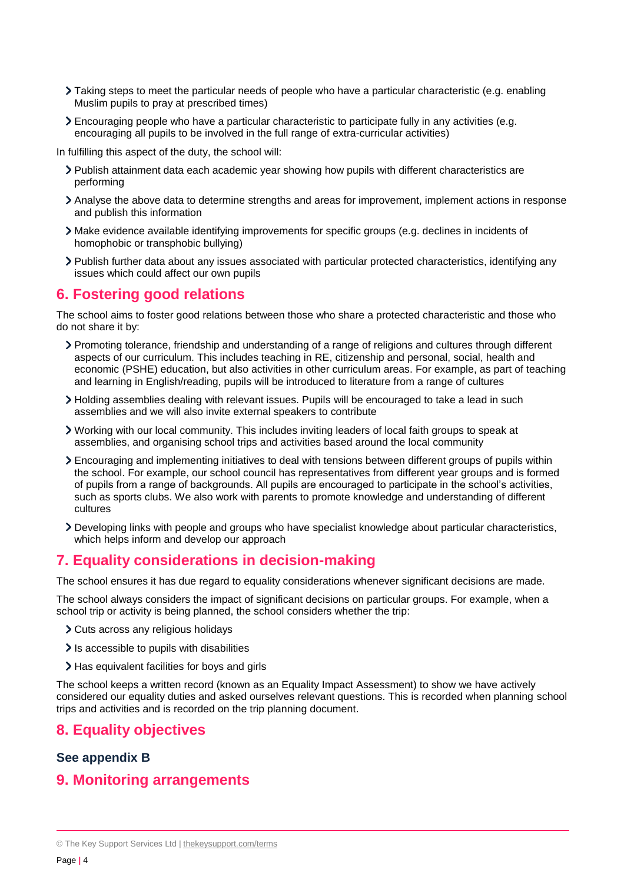- Taking steps to meet the particular needs of people who have a particular characteristic (e.g. enabling Muslim pupils to pray at prescribed times)
- Encouraging people who have a particular characteristic to participate fully in any activities (e.g. encouraging all pupils to be involved in the full range of extra-curricular activities)

In fulfilling this aspect of the duty, the school will:

- Publish attainment data each academic year showing how pupils with different characteristics are performing
- Analyse the above data to determine strengths and areas for improvement, implement actions in response and publish this information
- Make evidence available identifying improvements for specific groups (e.g. declines in incidents of homophobic or transphobic bullying)
- Publish further data about any issues associated with particular protected characteristics, identifying any issues which could affect our own pupils

## 6. Fostering good relations

The school aims to foster good relations between those who share a protected characteristic and those who do not share it by:

- Promoting tolerance, friendship and understanding of a range of religions and cultures through different aspects of our curriculum. This includes teaching in RE, citizenship and personal, social, health and economic (PSHE) education, but also activities in other curriculum areas. For example, as part of teaching and learning in English/reading, pupils will be introduced to literature from a range of cultures
- Holding assemblies dealing with relevant issues. Pupils will be encouraged to take a lead in such assemblies and we will also invite external speakers to contribute
- Working with our local community. This includes inviting leaders of local faith groups to speak at assemblies, and organising school trips and activities based around the local community
- Encouraging and implementing initiatives to deal with tensions between different groups of pupils within the school. For example, our school council has representatives from different year groups and is formed of pupils from a range of backgrounds. All pupils are encouraged to participate in the school's activities, such as sports clubs. We also work with parents to promote knowledge and understanding of different cultures
- Developing links with people and groups who have specialist knowledge about particular characteristics, which helps inform and develop our approach

## 7. Equality considerations in decision-making

The school ensures it has due regard to equality considerations whenever significant decisions are made.

The school always considers the impact of significant decisions on particular groups. For example, when a school trip or activity is being planned, the school considers whether the trip:

- Cuts across any religious holidays
- Is accessible to pupils with disabilities
- Has equivalent facilities for boys and girls

The school keeps a written record (known as an Equality Impact Assessment) to show we have actively considered our equality duties and asked ourselves relevant questions. This is recorded when planning school trips and activities and is recorded on the trip planning document.

## 8. Equality objectives

### See appendix B

## 9. Monitoring arrangements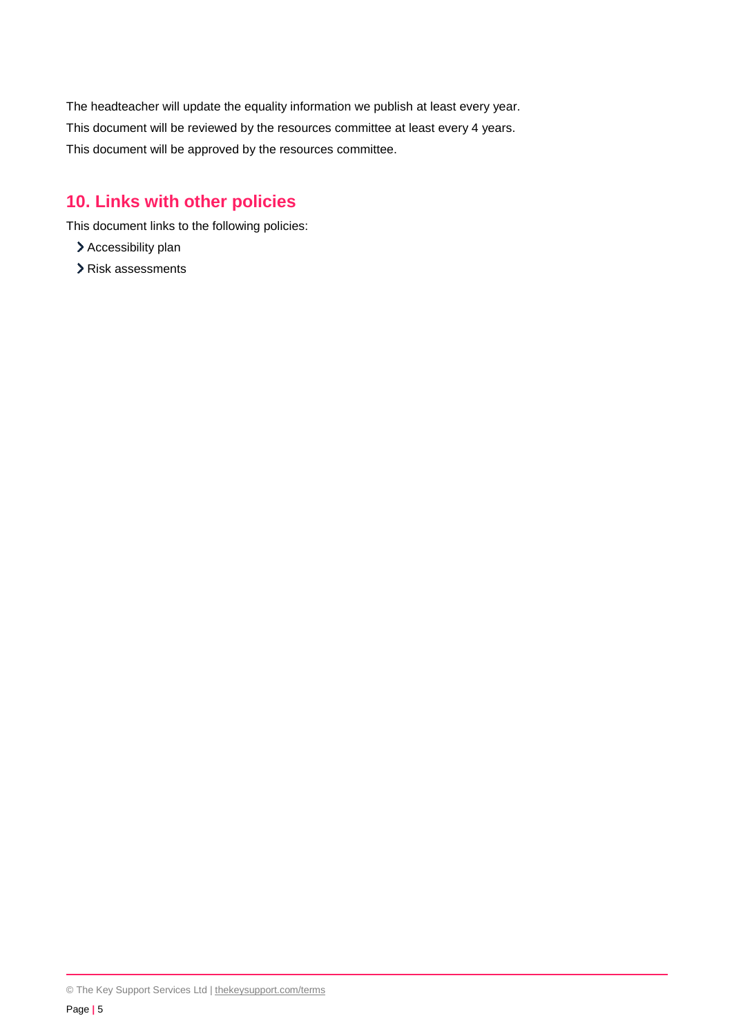The headteacher will update the equality information we publish at least every year.

This document will be reviewed by the resources committee at least every 4 years.

This document will be approved by the resources committee.

## 10. Links with other policies

This document links to the following policies:

- Accessibility plan
- Risk assessments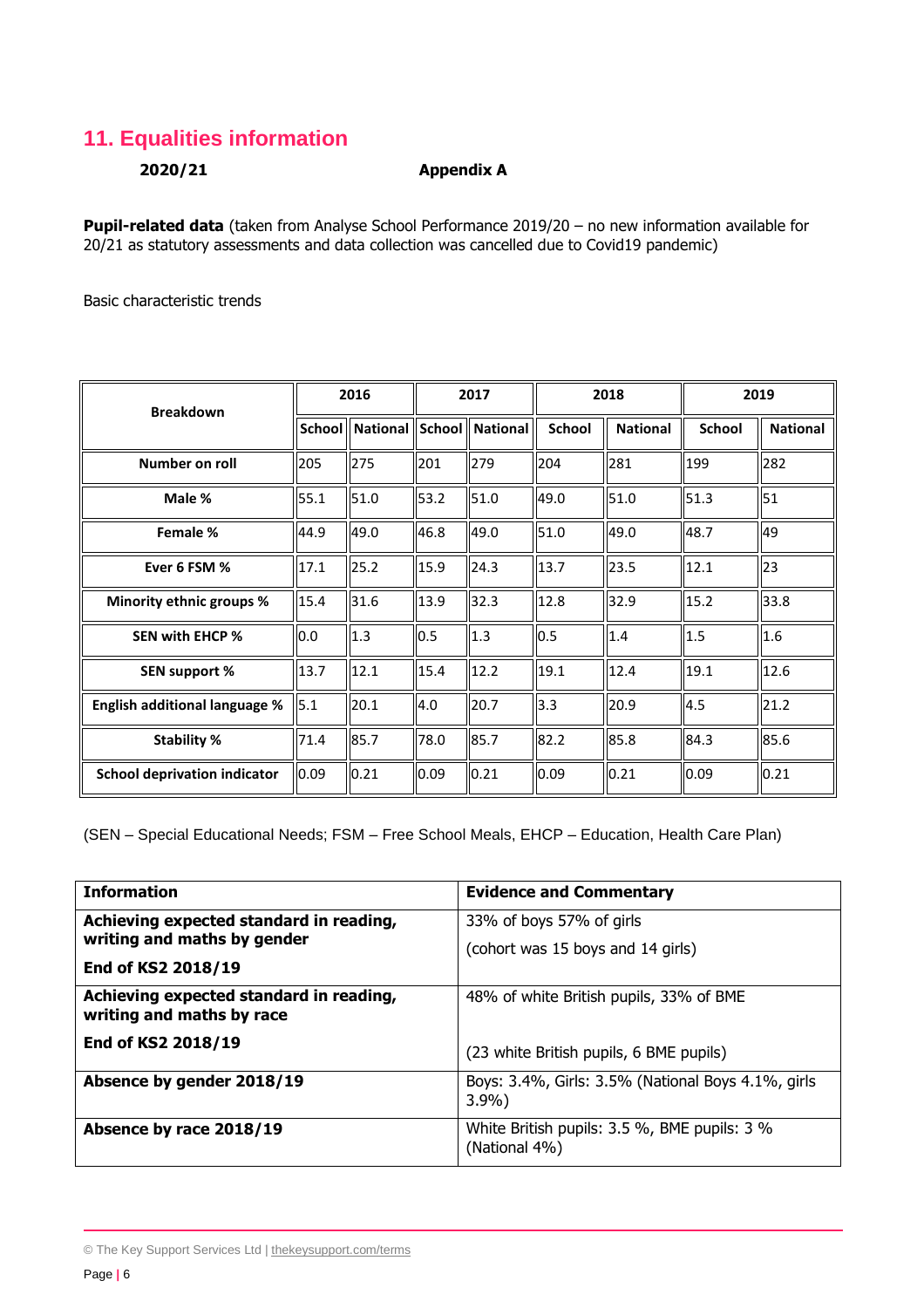## 11. Equalities information

**2020/21** **Appendix A**

**Pupil-related data** (taken from Analyse School Performance 2019/20 – no new information available for 20/21 as statutory assessments and data collection was cancelled due to Covid19 pandemic)

Basic characteristic trends

| Breakdown | 2016 | | 2017 | | 2018 | | 2019 | |
|---|---|---|---|---|---|---|---|---|
| | School | National | School | National | School | National | School | National |
| Number on roll | 205 | 275 | 201 | 279 | 204 | 281 | 199 | 282 |
| Male % | 55.1 | 51.0 | 53.2 | 51.0 | 49.0 | 51.0 | 51.3 | 51 |
| Female % | 44.9 | 49.0 | 46.8 | 49.0 | 51.0 | 49.0 | 48.7 | 49 |
| Ever 6 FSM % | 17.1 | 25.2 | 15.9 | 24.3 | 13.7 | 23.5 | 12.1 | 23 |
| Minority ethnic groups % | 15.4 | 31.6 | 13.9 | 32.3 | 12.8 | 32.9 | 15.2 | 33.8 |
| SEN with EHCP % | 0.0 | 1.3 | 0.5 | 1.3 | 0.5 | 1.4 | 1.5 | 1.6 |
| SEN support % | 13.7 | 12.1 | 15.4 | 12.2 | 19.1 | 12.4 | 19.1 | 12.6 |
| English additional language % | 5.1 | 20.1 | 4.0 | 20.7 | 3.3 | 20.9 | 4.5 | 21.2 |
| Stability % | 71.4 | 85.7 | 78.0 | 85.7 | 82.2 | 85.8 | 84.3 | 85.6 |
| School deprivation indicator | 0.09 | 0.21 | 0.09 | 0.21 | 0.09 | 0.21 | 0.09 | 0.21 |

(SEN – Special Educational Needs; FSM – Free School Meals, EHCP – Education, Health Care Plan)

| Information | Evidence and Commentary |
|---|---|
| **Achieving expected standard in reading, writing and maths by gender**<br>**End of KS2 2018/19** | 33% of boys 57% of girls<br>(cohort was 15 boys and 14 girls) |
| **Achieving expected standard in reading, writing and maths by race**<br>**End of KS2 2018/19** | 48% of white British pupils, 33% of BME<br>(23 white British pupils, 6 BME pupils) |
| **Absence by gender 2018/19** | Boys: 3.4%, Girls: 3.5% (National Boys 4.1%, girls 3.9%) |
| **Absence by race 2018/19** | White British pupils: 3.5 %, BME pupils: 3 % (National 4%) |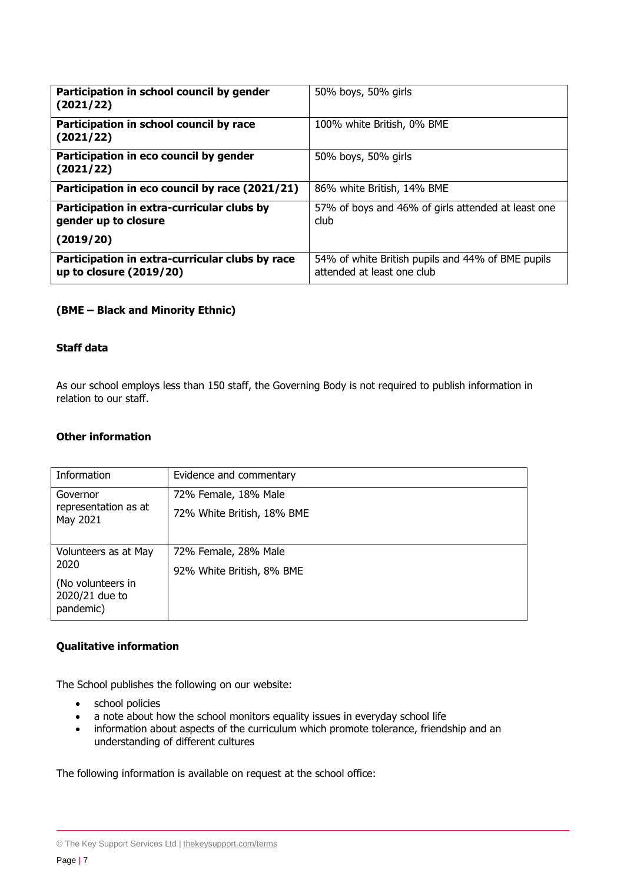| **Participation in school council by gender (2021/22)** | 50% boys, 50% girls |
| --- | --- |
| **Participation in school council by race (2021/22)** | 100% white British, 0% BME |
| **Participation in eco council by gender (2021/22)** | 50% boys, 50% girls |
| **Participation in eco council by race (2021/21)** | 86% white British, 14% BME |
| **Participation in extra-curricular clubs by gender up to closure (2019/20)** | 57% of boys and 46% of girls attended at least one club |
| **Participation in extra-curricular clubs by race up to closure (2019/20)** | 54% of white British pupils and 44% of BME pupils attended at least one club |

**(BME – Black and Minority Ethnic)**

**Staff data**

As our school employs less than 150 staff, the Governing Body is not required to publish information in relation to our staff.

**Other information**

| Information | Evidence and commentary |
| --- | --- |
| Governor representation as at May 2021 | 72% Female, 18% Male<br>72% White British, 18% BME |
| Volunteers as at May 2020<br>(No volunteers in 2020/21 due to pandemic) | 72% Female, 28% Male<br>92% White British, 8% BME |

**Qualitative information**

The School publishes the following on our website:

- school policies
- a note about how the school monitors equality issues in everyday school life
- information about aspects of the curriculum which promote tolerance, friendship and an understanding of different cultures

The following information is available on request at the school office: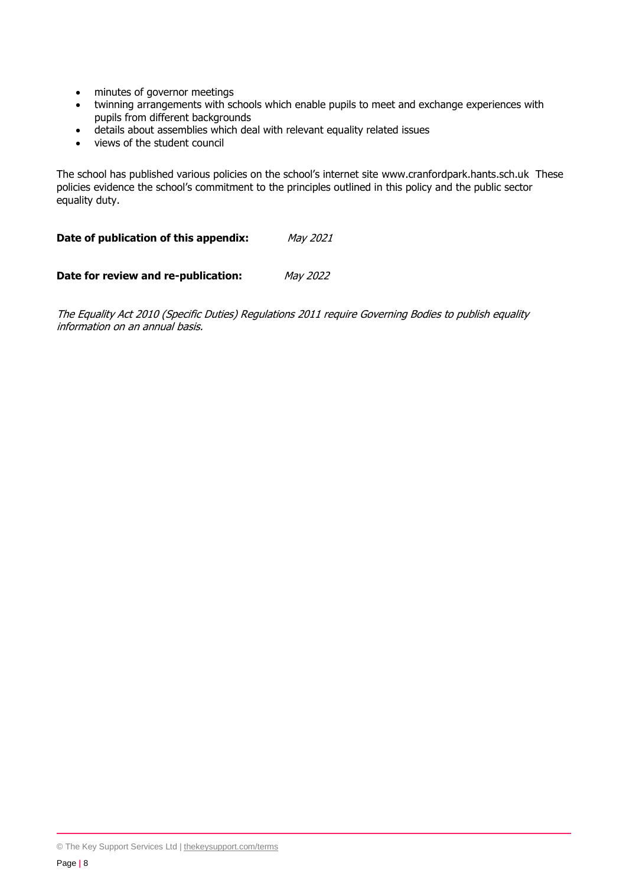- minutes of governor meetings
- twinning arrangements with schools which enable pupils to meet and exchange experiences with pupils from different backgrounds
- details about assemblies which deal with relevant equality related issues
- views of the student council

The school has published various policies on the school's internet site www.cranfordpark.hants.sch.uk These policies evidence the school's commitment to the principles outlined in this policy and the public sector equality duty.

**Date of publication of this appendix:** *May 2021*

**Date for review and re-publication:** *May 2022*

*The Equality Act 2010 (Specific Duties) Regulations 2011 require Governing Bodies to publish equality information on an annual basis.*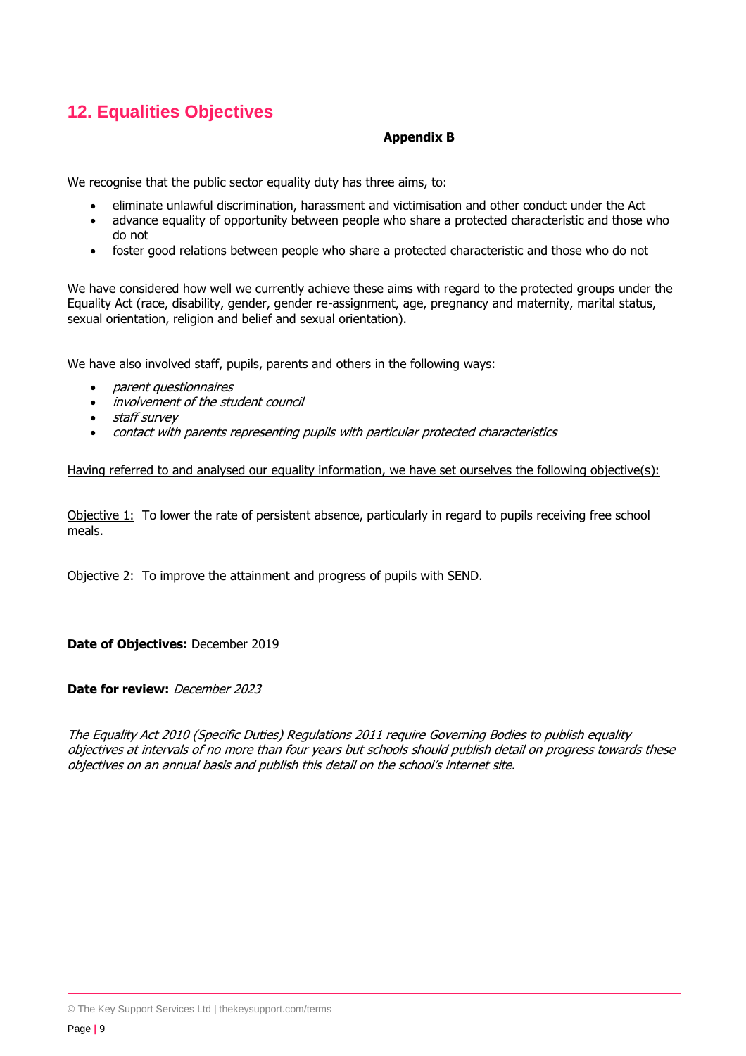## 12. Equalities Objectives

**Appendix B**

We recognise that the public sector equality duty has three aims, to:

- eliminate unlawful discrimination, harassment and victimisation and other conduct under the Act
- advance equality of opportunity between people who share a protected characteristic and those who do not
- foster good relations between people who share a protected characteristic and those who do not

We have considered how well we currently achieve these aims with regard to the protected groups under the Equality Act (race, disability, gender, gender re-assignment, age, pregnancy and maternity, marital status, sexual orientation, religion and belief and sexual orientation).

We have also involved staff, pupils, parents and others in the following ways:

- *parent questionnaires*
- *involvement of the student council*
- *staff survey*
- *contact with parents representing pupils with particular protected characteristics*

<u>Having referred to and analysed our equality information, we have set ourselves the following objective(s):</u>

<u>Objective 1:</u> To lower the rate of persistent absence, particularly in regard to pupils receiving free school meals.

<u>Objective 2:</u> To improve the attainment and progress of pupils with SEND.

**Date of Objectives:** December 2019

**Date for review:** *December 2023*

*The Equality Act 2010 (Specific Duties) Regulations 2011 require Governing Bodies to publish equality objectives at intervals of no more than four years but schools should publish detail on progress towards these objectives on an annual basis and publish this detail on the school's internet site.*